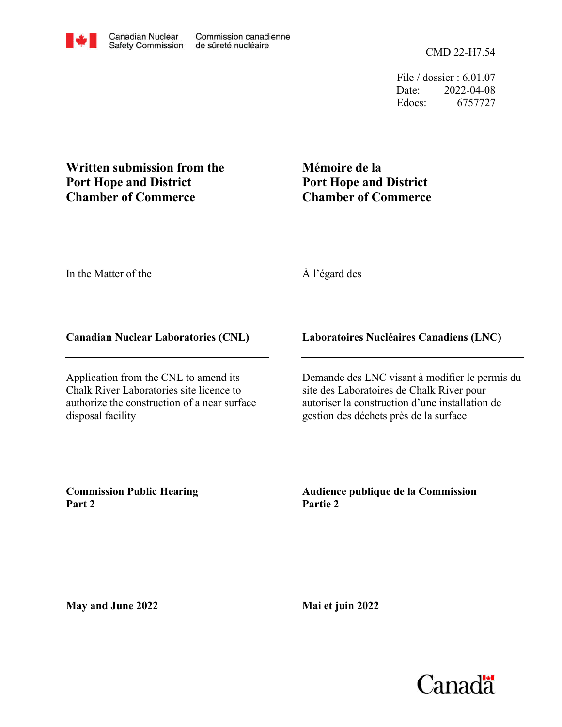Canadian Nuclear Safety Commission / Commission canadienne de sûreté nucléaire

CMD 22-H7.54

File / dossier : 6.01.07
Date: 2022-04-08
Edocs: 6757727

**Written submission from the Port Hope and District Chamber of Commerce**

**Mémoire de la Port Hope and District Chamber of Commerce**

In the Matter of the

À l'égard des

**Canadian Nuclear Laboratories (CNL)**

**Laboratoires Nucléaires Canadiens (LNC)**

Application from the CNL to amend its Chalk River Laboratories site licence to authorize the construction of a near surface disposal facility

Demande des LNC visant à modifier le permis du site des Laboratoires de Chalk River pour autoriser la construction d'une installation de gestion des déchets près de la surface

**Commission Public Hearing Part 2**

**Audience publique de la Commission Partie 2**

**May and June 2022**

**Mai et juin 2022**

Canada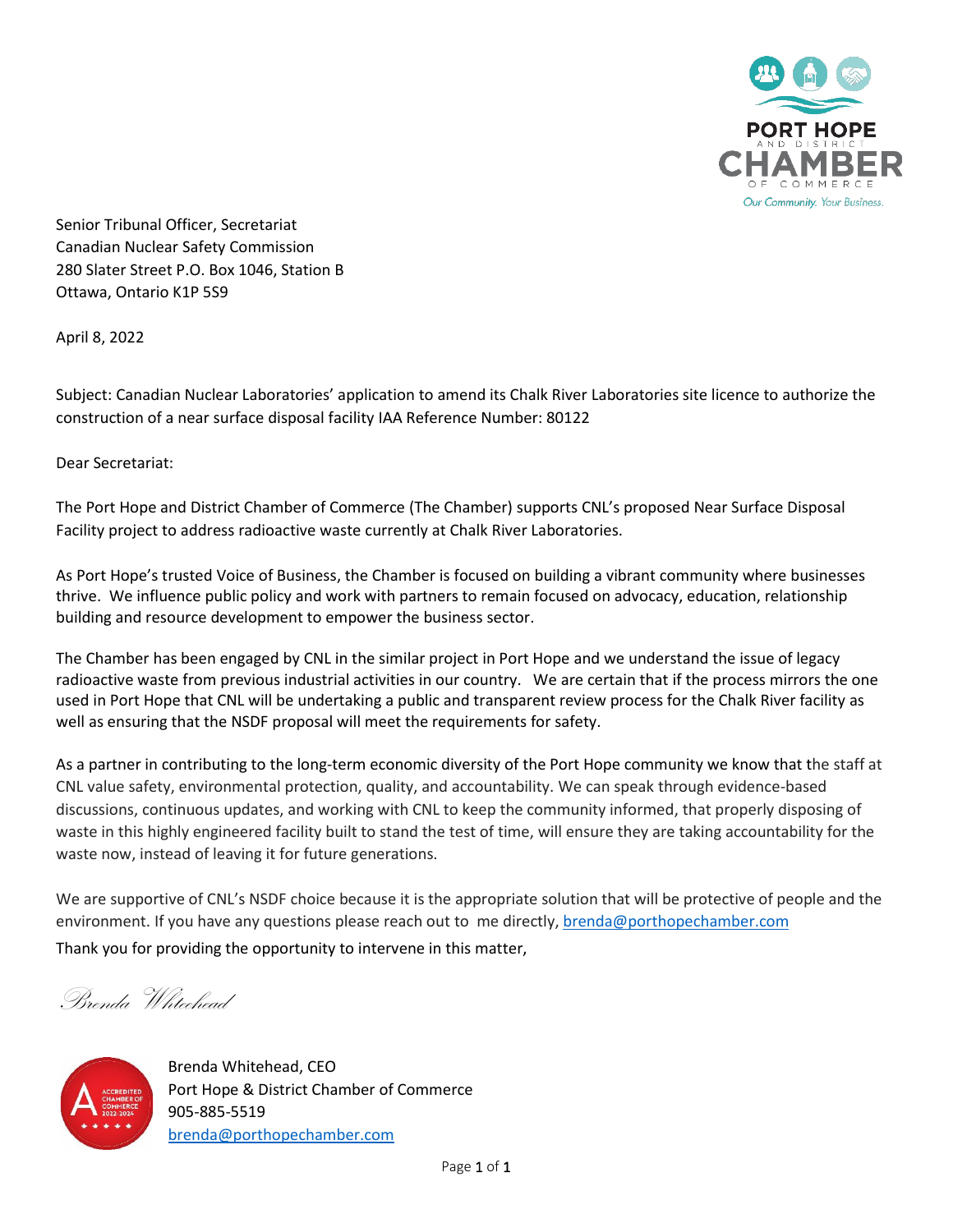PORT HOPE
AND DISTRICT
CHAMBER
OF COMMERCE
Our Community. Your Business.

Senior Tribunal Officer, Secretariat
Canadian Nuclear Safety Commission
280 Slater Street P.O. Box 1046, Station B
Ottawa, Ontario K1P 5S9

April 8, 2022

Subject: Canadian Nuclear Laboratories' application to amend its Chalk River Laboratories site licence to authorize the construction of a near surface disposal facility IAA Reference Number: 80122

Dear Secretariat:

The Port Hope and District Chamber of Commerce (The Chamber) supports CNL's proposed Near Surface Disposal Facility project to address radioactive waste currently at Chalk River Laboratories.

As Port Hope's trusted Voice of Business, the Chamber is focused on building a vibrant community where businesses thrive. We influence public policy and work with partners to remain focused on advocacy, education, relationship building and resource development to empower the business sector.

The Chamber has been engaged by CNL in the similar project in Port Hope and we understand the issue of legacy radioactive waste from previous industrial activities in our country. We are certain that if the process mirrors the one used in Port Hope that CNL will be undertaking a public and transparent review process for the Chalk River facility as well as ensuring that the NSDF proposal will meet the requirements for safety.

As a partner in contributing to the long-term economic diversity of the Port Hope community we know that the staff at CNL value safety, environmental protection, quality, and accountability. We can speak through evidence-based discussions, continuous updates, and working with CNL to keep the community informed, that properly disposing of waste in this highly engineered facility built to stand the test of time, will ensure they are taking accountability for the waste now, instead of leaving it for future generations.

We are supportive of CNL's NSDF choice because it is the appropriate solution that will be protective of people and the environment. If you have any questions please reach out to me directly, brenda@porthopechamber.com

Thank you for providing the opportunity to intervene in this matter,

*Brenda Whitehead*

ACCREDITED CHAMBER OF COMMERCE 2022-2024

Brenda Whitehead, CEO
Port Hope & District Chamber of Commerce
905-885-5519
brenda@porthopechamber.com